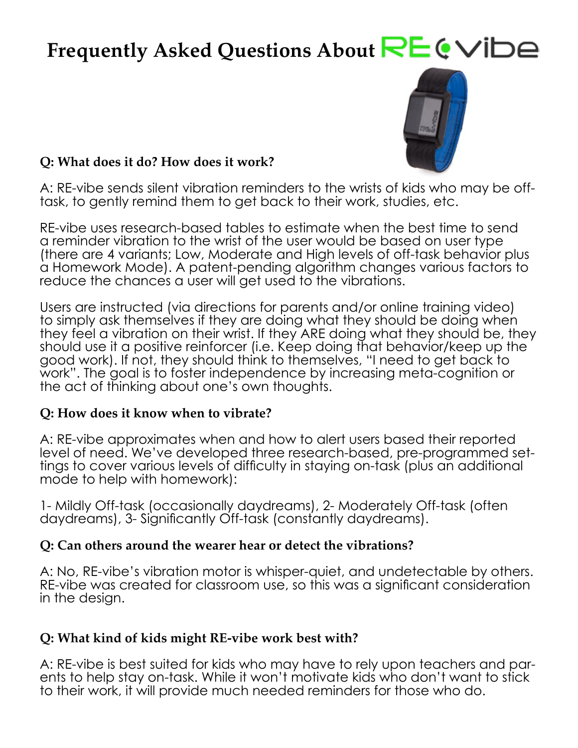# Frequently Asked Questions About RE-vibe

**Q: What does it do? How does it work?**

A: RE-vibe sends silent vibration reminders to the wrists of kids who may be off-task, to gently remind them to get back to their work, studies, etc.

RE-vibe uses research-based tables to estimate when the best time to send a reminder vibration to the wrist of the user would be based on user type (there are 4 variants; Low, Moderate and High levels of off-task behavior plus a Homework Mode). A patent-pending algorithm changes various factors to reduce the chances a user will get used to the vibrations.

Users are instructed (via directions for parents and/or online training video) to simply ask themselves if they are doing what they should be doing when they feel a vibration on their wrist. If they ARE doing what they should be, they should use it a positive reinforcer (i.e. Keep doing that behavior/keep up the good work). If not, they should think to themselves, "I need to get back to work". The goal is to foster independence by increasing meta-cognition or the act of thinking about one's own thoughts.

**Q: How does it know when to vibrate?**

A: RE-vibe approximates when and how to alert users based their reported level of need. We've developed three research-based, pre-programmed settings to cover various levels of difficulty in staying on-task (plus an additional mode to help with homework):

1- Mildly Off-task (occasionally daydreams), 2- Moderately Off-task (often daydreams), 3- Significantly Off-task (constantly daydreams).

**Q: Can others around the wearer hear or detect the vibrations?**

A: No, RE-vibe's vibration motor is whisper-quiet, and undetectable by others. RE-vibe was created for classroom use, so this was a significant consideration in the design.

**Q: What kind of kids might RE-vibe work best with?**

A: RE-vibe is best suited for kids who may have to rely upon teachers and parents to help stay on-task. While it won't motivate kids who don't want to stick to their work, it will provide much needed reminders for those who do.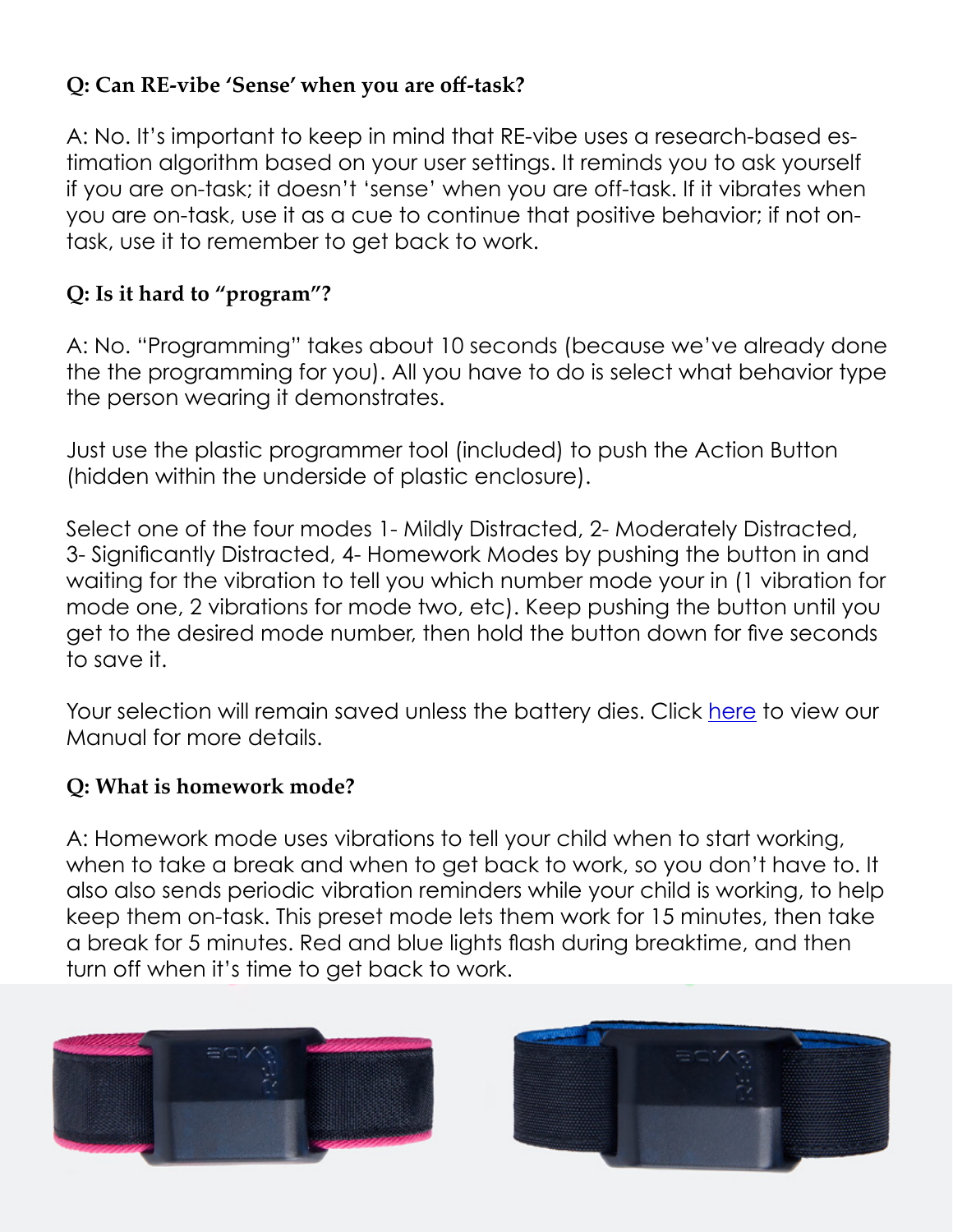**Q: Can RE-vibe 'Sense' when you are off-task?**

A: No. It's important to keep in mind that RE-vibe uses a research-based estimation algorithm based on your user settings. It reminds you to ask yourself if you are on-task; it doesn't 'sense' when you are off-task. If it vibrates when you are on-task, use it as a cue to continue that positive behavior; if not on-task, use it to remember to get back to work.

**Q: Is it hard to "program"?**

A: No. "Programming" takes about 10 seconds (because we've already done the the programming for you). All you have to do is select what behavior type the person wearing it demonstrates.

Just use the plastic programmer tool (included) to push the Action Button (hidden within the underside of plastic enclosure).

Select one of the four modes 1- Mildly Distracted, 2- Moderately Distracted, 3- Significantly Distracted, 4- Homework Modes by pushing the button in and waiting for the vibration to tell you which number mode your in (1 vibration for mode one, 2 vibrations for mode two, etc). Keep pushing the button until you get to the desired mode number, then hold the button down for five seconds to save it.

Your selection will remain saved unless the battery dies. Click here to view our Manual for more details.

**Q: What is homework mode?**

A: Homework mode uses vibrations to tell your child when to start working, when to take a break and when to get back to work, so you don't have to. It also also sends periodic vibration reminders while your child is working, to help keep them on-task. This preset mode lets them work for 15 minutes, then take a break for 5 minutes. Red and blue lights flash during breaktime, and then turn off when it's time to get back to work.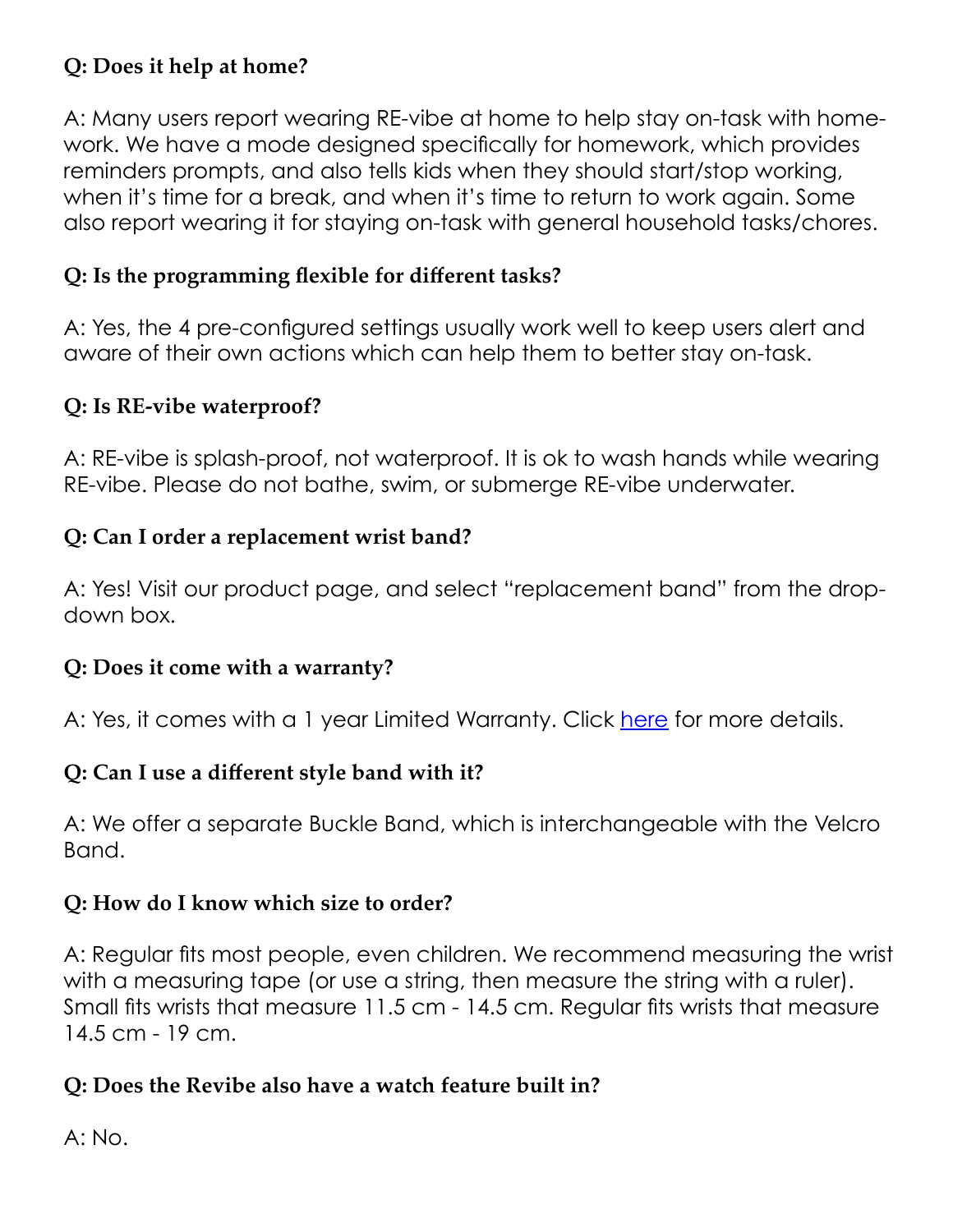**Q: Does it help at home?**

A: Many users report wearing RE-vibe at home to help stay on-task with homework. We have a mode designed specifically for homework, which provides reminders prompts, and also tells kids when they should start/stop working, when it's time for a break, and when it's time to return to work again. Some also report wearing it for staying on-task with general household tasks/chores.

**Q: Is the programming flexible for different tasks?**

A: Yes, the 4 pre-configured settings usually work well to keep users alert and aware of their own actions which can help them to better stay on-task.

**Q: Is RE-vibe waterproof?**

A: RE-vibe is splash-proof, not waterproof. It is ok to wash hands while wearing RE-vibe. Please do not bathe, swim, or submerge RE-vibe underwater.

**Q: Can I order a replacement wrist band?**

A: Yes! Visit our product page, and select "replacement band" from the drop-down box.

**Q: Does it come with a warranty?**

A: Yes, it comes with a 1 year Limited Warranty. Click here for more details.

**Q: Can I use a different style band with it?**

A: We offer a separate Buckle Band, which is interchangeable with the Velcro Band.

**Q: How do I know which size to order?**

A: Regular fits most people, even children. We recommend measuring the wrist with a measuring tape (or use a string, then measure the string with a ruler). Small fits wrists that measure 11.5 cm - 14.5 cm. Regular fits wrists that measure 14.5 cm - 19 cm.

**Q: Does the Revibe also have a watch feature built in?**

A: No.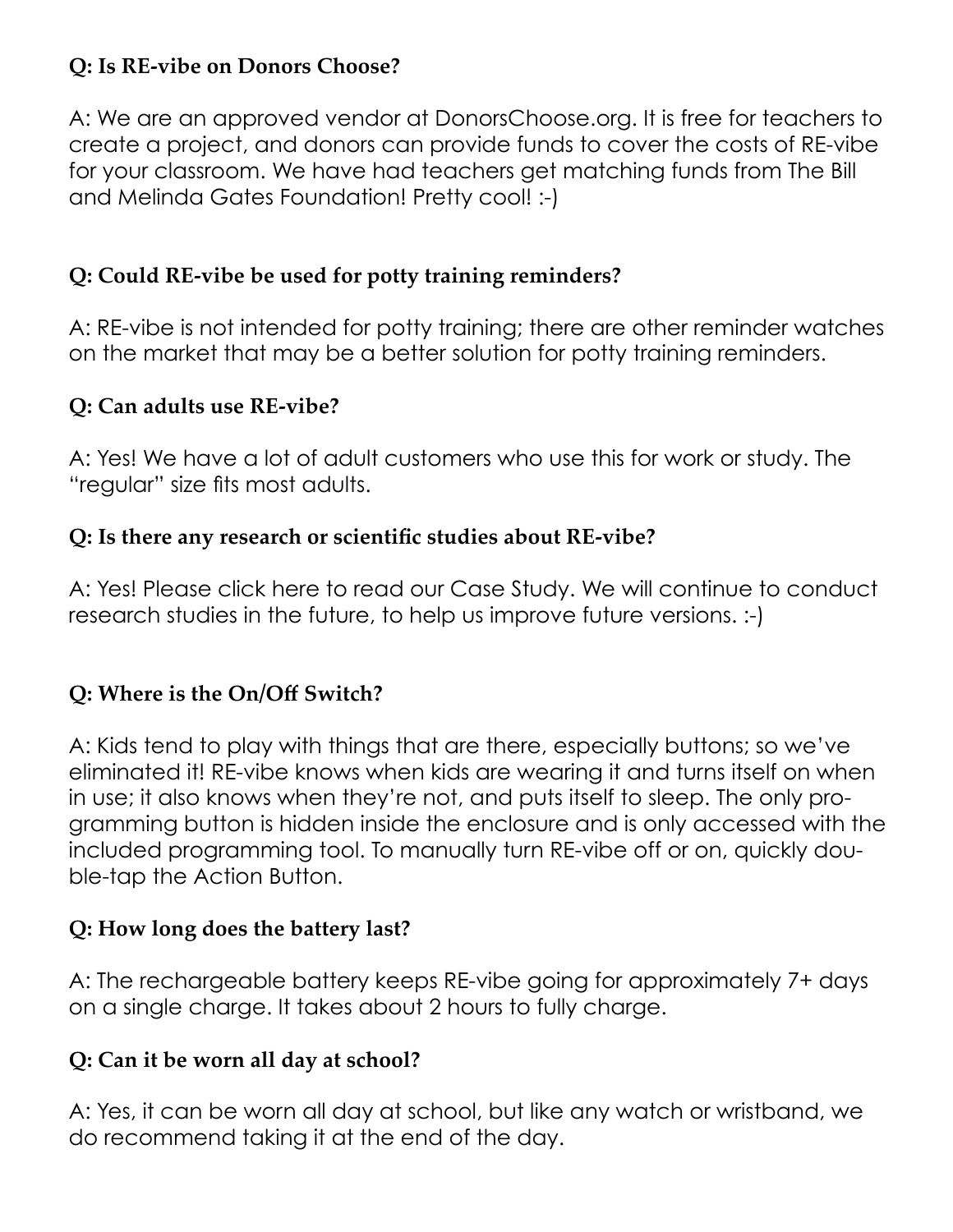**Q: Is RE-vibe on Donors Choose?**

A: We are an approved vendor at DonorsChoose.org. It is free for teachers to create a project, and donors can provide funds to cover the costs of RE-vibe for your classroom. We have had teachers get matching funds from The Bill and Melinda Gates Foundation! Pretty cool! :-)

**Q: Could RE-vibe be used for potty training reminders?**

A: RE-vibe is not intended for potty training; there are other reminder watches on the market that may be a better solution for potty training reminders.

**Q: Can adults use RE-vibe?**

A: Yes! We have a lot of adult customers who use this for work or study. The "regular" size fits most adults.

**Q: Is there any research or scientific studies about RE-vibe?**

A: Yes! Please click here to read our Case Study. We will continue to conduct research studies in the future, to help us improve future versions. :-)

**Q: Where is the On/Off Switch?**

A: Kids tend to play with things that are there, especially buttons; so we've eliminated it! RE-vibe knows when kids are wearing it and turns itself on when in use; it also knows when they're not, and puts itself to sleep. The only programming button is hidden inside the enclosure and is only accessed with the included programming tool. To manually turn RE-vibe off or on, quickly double-tap the Action Button.

**Q: How long does the battery last?**

A: The rechargeable battery keeps RE-vibe going for approximately 7+ days on a single charge. It takes about 2 hours to fully charge.

**Q: Can it be worn all day at school?**

A: Yes, it can be worn all day at school, but like any watch or wristband, we do recommend taking it at the end of the day.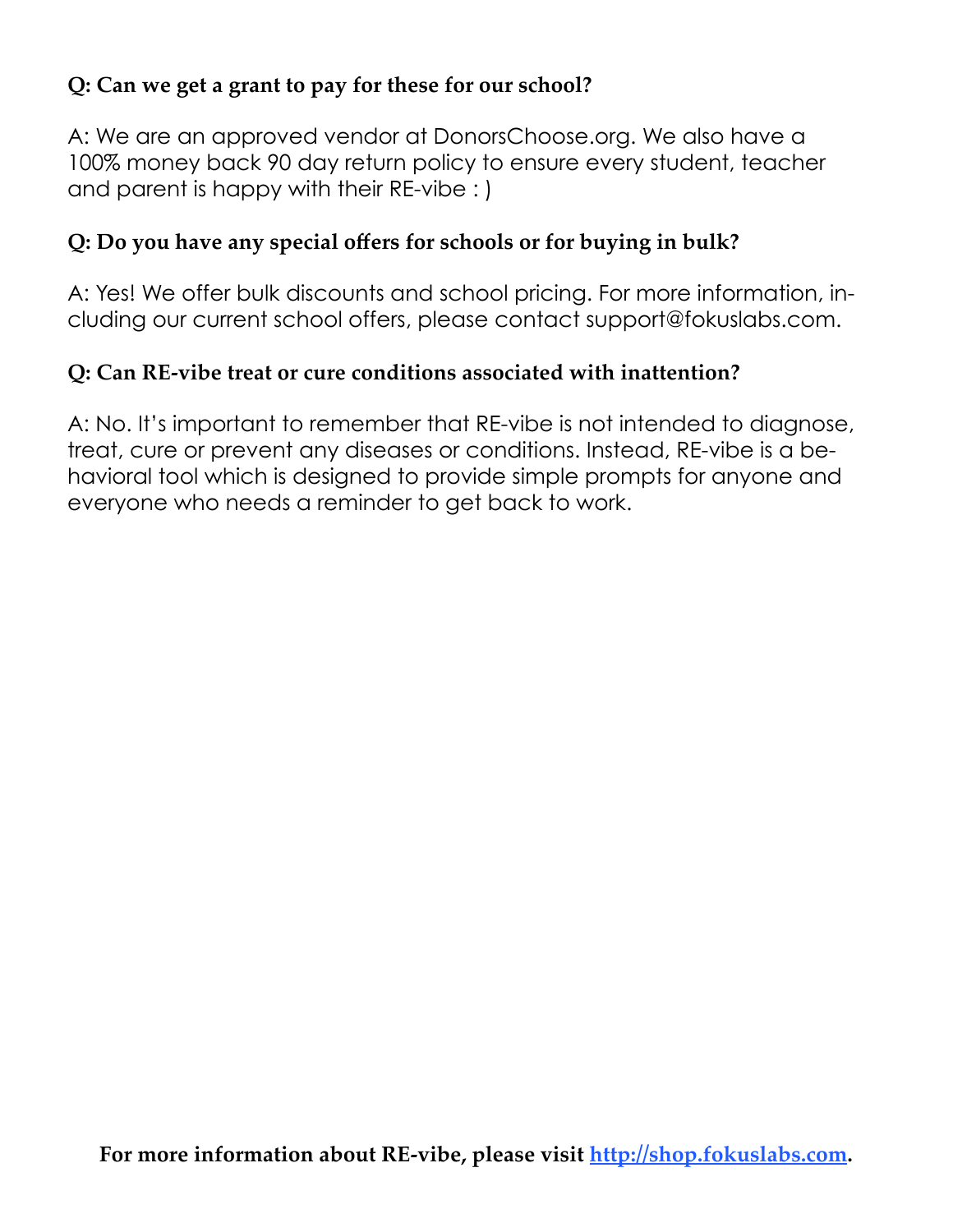**Q: Can we get a grant to pay for these for our school?**

A: We are an approved vendor at DonorsChoose.org. We also have a 100% money back 90 day return policy to ensure every student, teacher and parent is happy with their RE-vibe : )

**Q: Do you have any special offers for schools or for buying in bulk?**

A: Yes! We offer bulk discounts and school pricing. For more information, including our current school offers, please contact support@fokuslabs.com.

**Q: Can RE-vibe treat or cure conditions associated with inattention?**

A: No. It's important to remember that RE-vibe is not intended to diagnose, treat, cure or prevent any diseases or conditions. Instead, RE-vibe is a behavioral tool which is designed to provide simple prompts for anyone and everyone who needs a reminder to get back to work.

**For more information about RE-vibe, please visit [http://shop.fokuslabs.com](http://shop.fokuslabs.com).**